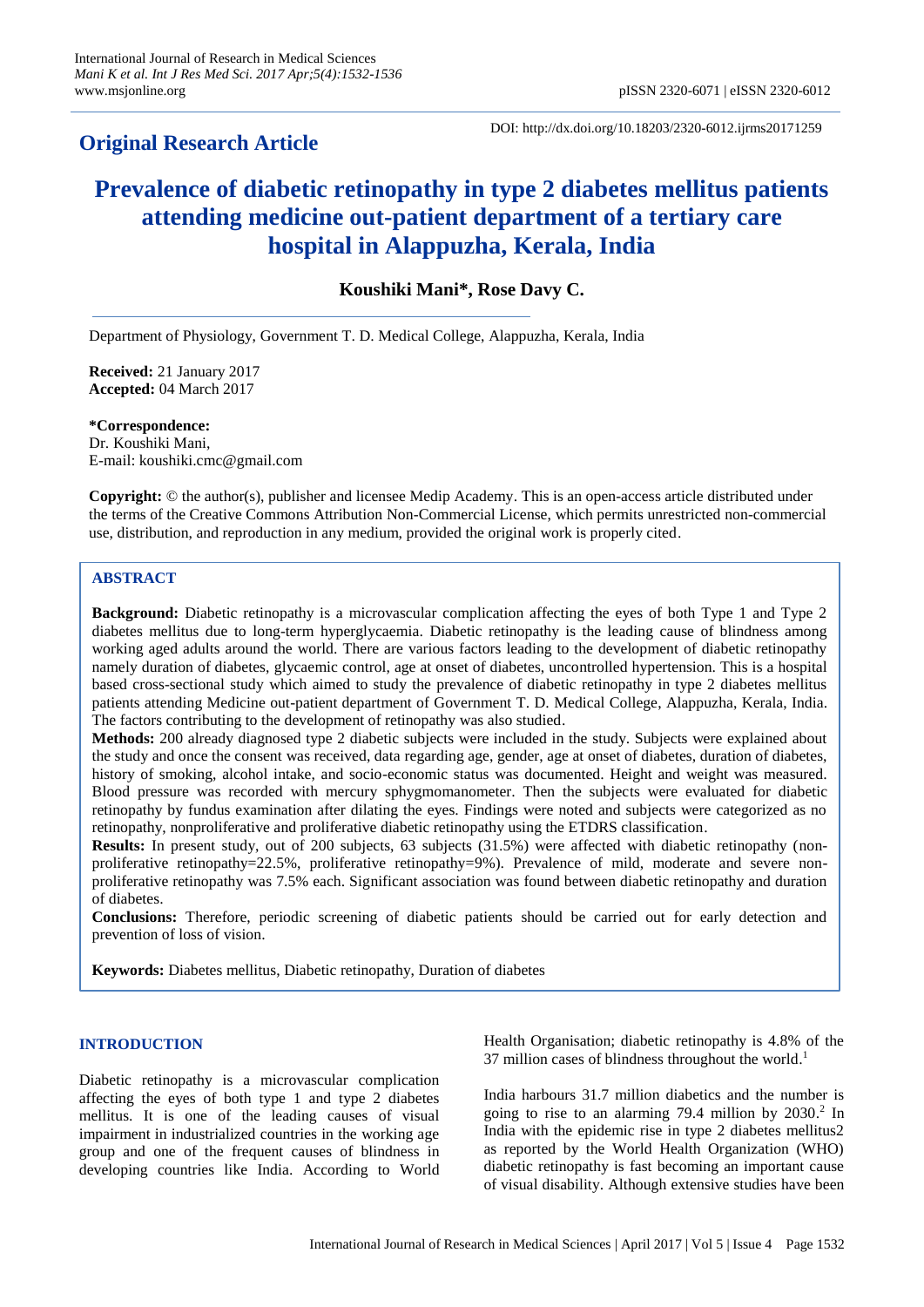## Original Research Article

DOI: http://dx.doi.org/10.18203/2320-6012.ijrms20171259

# Prevalence of diabetic retinopathy in type 2 diabetes mellitus patients attending medicine out-patient department of a tertiary care hospital in Alappuzha, Kerala, India

**Koushiki Mani\*, Rose Davy C.**

Department of Physiology, Government T. D. Medical College, Alappuzha, Kerala, India

**Received:** 21 January 2017
**Accepted:** 04 March 2017

**\*Correspondence:**
Dr. Koushiki Mani,
E-mail: koushiki.cmc@gmail.com

**Copyright:** © the author(s), publisher and licensee Medip Academy. This is an open-access article distributed under the terms of the Creative Commons Attribution Non-Commercial License, which permits unrestricted non-commercial use, distribution, and reproduction in any medium, provided the original work is properly cited.

## ABSTRACT

**Background:** Diabetic retinopathy is a microvascular complication affecting the eyes of both Type 1 and Type 2 diabetes mellitus due to long-term hyperglycaemia. Diabetic retinopathy is the leading cause of blindness among working aged adults around the world. There are various factors leading to the development of diabetic retinopathy namely duration of diabetes, glycaemic control, age at onset of diabetes, uncontrolled hypertension. This is a hospital based cross-sectional study which aimed to study the prevalence of diabetic retinopathy in type 2 diabetes mellitus patients attending Medicine out-patient department of Government T. D. Medical College, Alappuzha, Kerala, India. The factors contributing to the development of retinopathy was also studied.

**Methods:** 200 already diagnosed type 2 diabetic subjects were included in the study. Subjects were explained about the study and once the consent was received, data regarding age, gender, age at onset of diabetes, duration of diabetes, history of smoking, alcohol intake, and socio-economic status was documented. Height and weight was measured. Blood pressure was recorded with mercury sphygmomanometer. Then the subjects were evaluated for diabetic retinopathy by fundus examination after dilating the eyes. Findings were noted and subjects were categorized as no retinopathy, nonproliferative and proliferative diabetic retinopathy using the ETDRS classification.

**Results:** In present study, out of 200 subjects, 63 subjects (31.5%) were affected with diabetic retinopathy (non-proliferative retinopathy=22.5%, proliferative retinopathy=9%). Prevalence of mild, moderate and severe non-proliferative retinopathy was 7.5% each. Significant association was found between diabetic retinopathy and duration of diabetes.

**Conclusions:** Therefore, periodic screening of diabetic patients should be carried out for early detection and prevention of loss of vision.

**Keywords:** Diabetes mellitus, Diabetic retinopathy, Duration of diabetes

## INTRODUCTION

Diabetic retinopathy is a microvascular complication affecting the eyes of both type 1 and type 2 diabetes mellitus. It is one of the leading causes of visual impairment in industrialized countries in the working age group and one of the frequent causes of blindness in developing countries like India. According to World Health Organisation; diabetic retinopathy is 4.8% of the 37 million cases of blindness throughout the world.[1]

India harbours 31.7 million diabetics and the number is going to rise to an alarming 79.4 million by 2030.[2] In India with the epidemic rise in type 2 diabetes mellitus2 as reported by the World Health Organization (WHO) diabetic retinopathy is fast becoming an important cause of visual disability. Although extensive studies have been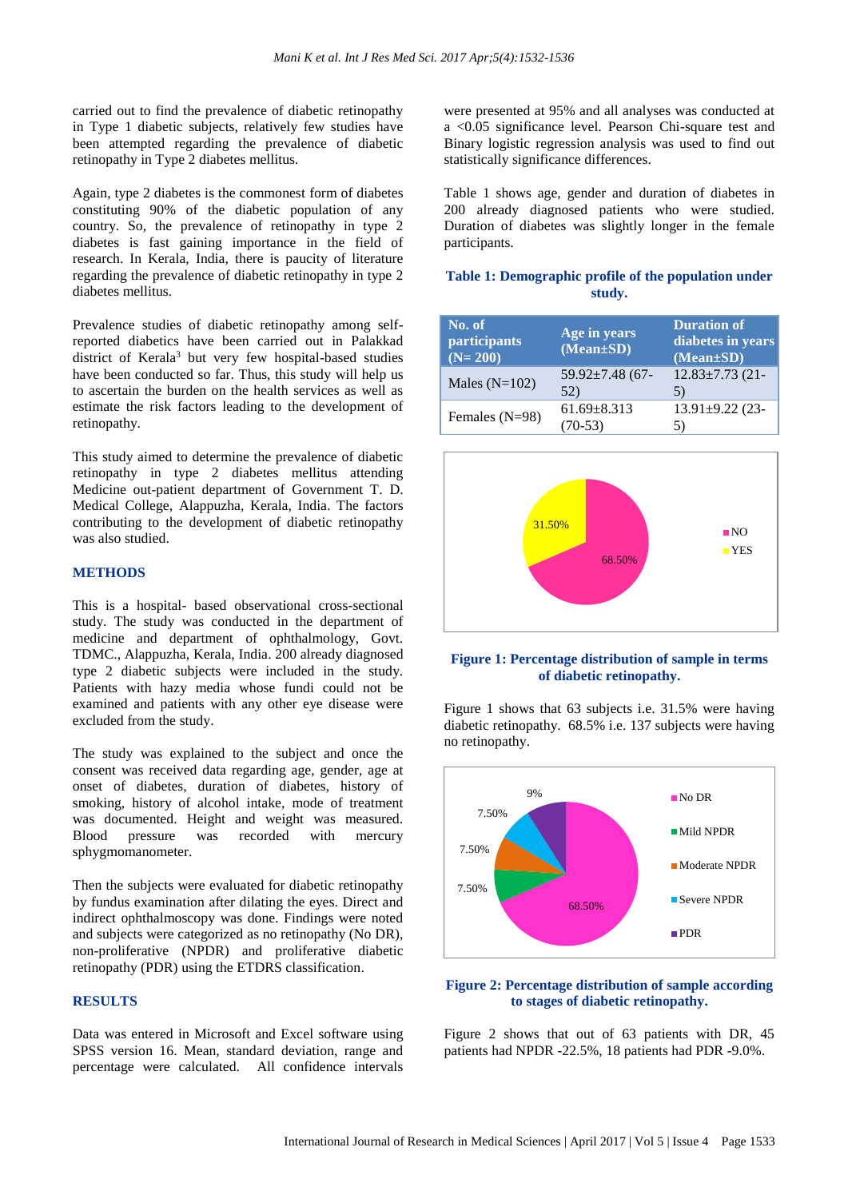carried out to find the prevalence of diabetic retinopathy in Type 1 diabetic subjects, relatively few studies have been attempted regarding the prevalence of diabetic retinopathy in Type 2 diabetes mellitus.

Again, type 2 diabetes is the commonest form of diabetes constituting 90% of the diabetic population of any country. So, the prevalence of retinopathy in type 2 diabetes is fast gaining importance in the field of research. In Kerala, India, there is paucity of literature regarding the prevalence of diabetic retinopathy in type 2 diabetes mellitus.

Prevalence studies of diabetic retinopathy among self-reported diabetics have been carried out in Palakkad district of Kerala[3] but very few hospital-based studies have been conducted so far. Thus, this study will help us to ascertain the burden on the health services as well as estimate the risk factors leading to the development of retinopathy.

This study aimed to determine the prevalence of diabetic retinopathy in type 2 diabetes mellitus attending Medicine out-patient department of Government T. D. Medical College, Alappuzha, Kerala, India. The factors contributing to the development of diabetic retinopathy was also studied.

## METHODS

This is a hospital- based observational cross-sectional study. The study was conducted in the department of medicine and department of ophthalmology, Govt. TDMC., Alappuzha, Kerala, India. 200 already diagnosed type 2 diabetic subjects were included in the study. Patients with hazy media whose fundi could not be examined and patients with any other eye disease were excluded from the study.

The study was explained to the subject and once the consent was received data regarding age, gender, age at onset of diabetes, duration of diabetes, history of smoking, history of alcohol intake, mode of treatment was documented. Height and weight was measured. Blood pressure was recorded with mercury sphygmomanometer.

Then the subjects were evaluated for diabetic retinopathy by fundus examination after dilating the eyes. Direct and indirect ophthalmoscopy was done. Findings were noted and subjects were categorized as no retinopathy (No DR), non-proliferative (NPDR) and proliferative diabetic retinopathy (PDR) using the ETDRS classification.

## RESULTS

Data was entered in Microsoft and Excel software using SPSS version 16. Mean, standard deviation, range and percentage were calculated. All confidence intervals were presented at 95% and all analyses was conducted at a <0.05 significance level. Pearson Chi-square test and Binary logistic regression analysis was used to find out statistically significant differences.

Table 1 shows age, gender and duration of diabetes in 200 already diagnosed patients who were studied. Duration of diabetes was slightly longer in the female participants.

**Table 1: Demographic profile of the population under study.**

| No. of participants (N= 200) | Age in years (Mean±SD) | Duration of diabetes in years (Mean±SD) |
|---|---|---|
| Males (N=102) | 59.92±7.48 (67-52) | 12.83±7.73 (21-5) |
| Females (N=98) | 61.69±8.313 (70-53) | 13.91±9.22 (23-5) |

**Figure 1: Percentage distribution of sample in terms of diabetic retinopathy.**

Figure 1 shows that 63 subjects i.e. 31.5% were having diabetic retinopathy. 68.5% i.e. 137 subjects were having no retinopathy.

**Figure 2: Percentage distribution of sample according to stages of diabetic retinopathy.**

Figure 2 shows that out of 63 patients with DR, 45 patients had NPDR -22.5%, 18 patients had PDR -9.0%.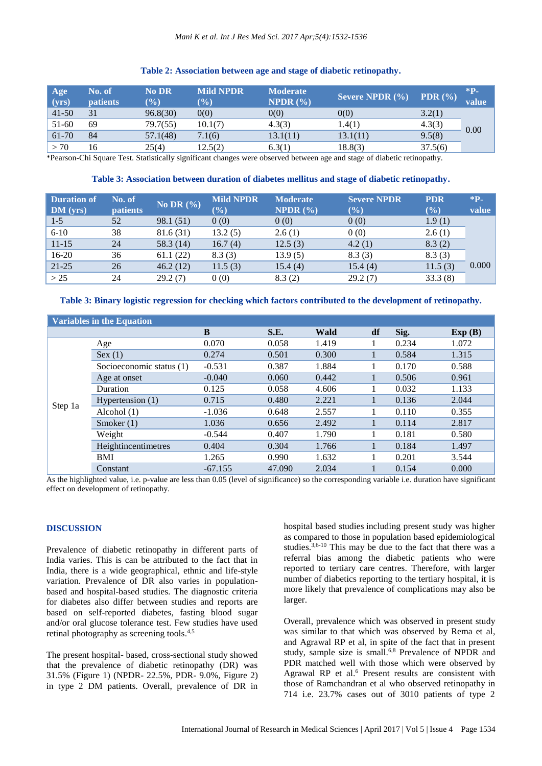**Table 2: Association between age and stage of diabetic retinopathy.**

| Age (yrs) | No. of patients | No DR (%) | Mild NPDR (%) | Moderate NPDR (%) | Severe NPDR (%) | PDR (%) | *P-value |
|---|---|---|---|---|---|---|---|
| 41-50 | 31 | 96.8(30) | 0(0) | 0(0) | 0(0) | 3.2(1) | 0.00 |
| 51-60 | 69 | 79.7(55) | 10.1(7) | 4.3(3) | 1.4(1) | 4.3(3) | |
| 61-70 | 84 | 57.1(48) | 7.1(6) | 13.1(11) | 13.1(11) | 9.5(8) | |
| > 70 | 16 | 25(4) | 12.5(2) | 6.3(1) | 18.8(3) | 37.5(6) | |

*Pearson-Chi Square Test. Statistically significant changes were observed between age and stage of diabetic retinopathy.

**Table 3: Association between duration of diabetes mellitus and stage of diabetic retinopathy.**

| Duration of DM (yrs) | No. of patients | No DR (%) | Mild NPDR (%) | Moderate NPDR (%) | Severe NPDR (%) | PDR (%) | *P-value |
|---|---|---|---|---|---|---|---|
| 1-5 | 52 | 98.1 (51) | 0 (0) | 0 (0) | 0 (0) | 1.9 (1) | 0.000 |
| 6-10 | 38 | 81.6 (31) | 13.2 (5) | 2.6 (1) | 0 (0) | 2.6 (1) | |
| 11-15 | 24 | 58.3 (14) | 16.7 (4) | 12.5 (3) | 4.2 (1) | 8.3 (2) | |
| 16-20 | 36 | 61.1 (22) | 8.3 (3) | 13.9 (5) | 8.3 (3) | 8.3 (3) | |
| 21-25 | 26 | 46.2 (12) | 11.5 (3) | 15.4 (4) | 15.4 (4) | 11.5 (3) | |
| > 25 | 24 | 29.2 (7) | 0 (0) | 8.3 (2) | 29.2 (7) | 33.3 (8) | |

**Table 3: Binary logistic regression for checking which factors contributed to the development of retinopathy.**

| Variables in the Equation | | B | S.E. | Wald | df | Sig. | Exp (B) |
|---|---|---|---|---|---|---|---|
| Step 1a | Age | 0.070 | 0.058 | 1.419 | 1 | 0.234 | 1.072 |
| | Sex (1) | 0.274 | 0.501 | 0.300 | 1 | 0.584 | 1.315 |
| | Socioeconomic status (1) | -0.531 | 0.387 | 1.884 | 1 | 0.170 | 0.588 |
| | Age at onset | -0.040 | 0.060 | 0.442 | 1 | 0.506 | 0.961 |
| | Duration | 0.125 | 0.058 | 4.606 | 1 | 0.032 | 1.133 |
| | Hypertension (1) | 0.715 | 0.480 | 2.221 | 1 | 0.136 | 2.044 |
| | Alcohol (1) | -1.036 | 0.648 | 2.557 | 1 | 0.110 | 0.355 |
| | Smoker (1) | 1.036 | 0.656 | 2.492 | 1 | 0.114 | 2.817 |
| | Weight | -0.544 | 0.407 | 1.790 | 1 | 0.181 | 0.580 |
| | Heightincentimetres | 0.404 | 0.304 | 1.766 | 1 | 0.184 | 1.497 |
| | BMI | 1.265 | 0.990 | 1.632 | 1 | 0.201 | 3.544 |
| | Constant | -67.155 | 47.090 | 2.034 | 1 | 0.154 | 0.000 |

As the highlighted value, i.e. p-value are less than 0.05 (level of significance) so the corresponding variable i.e. duration have significant effect on development of retinopathy.

## DISCUSSION

Prevalence of diabetic retinopathy in different parts of India varies. This is can be attributed to the fact that in India, there is a wide geographical, ethnic and life-style variation. Prevalence of DR also varies in population-based and hospital-based studies. The diagnostic criteria for diabetes also differ between studies and reports are based on self-reported diabetes, fasting blood sugar and/or oral glucose tolerance test. Few studies have used retinal photography as screening tools.[4,5]

The present hospital- based, cross-sectional study showed that the prevalence of diabetic retinopathy (DR) was 31.5% (Figure 1) (NPDR- 22.5%, PDR- 9.0%, Figure 2) in type 2 DM patients. Overall, prevalence of DR in hospital based studies including present study was higher as compared to those in population based epidemiological studies.[3,6-10] This may be due to the fact that there was a referral bias among the diabetic patients who were reported to tertiary care centres. Therefore, with larger number of diabetics reporting to the tertiary hospital, it is more likely that prevalence of complications may also be larger.

Overall, prevalence which was observed in present study was similar to that which was observed by Rema et al, and Agrawal RP et al, in spite of the fact that in present study, sample size is small.[6,8] Prevalence of NPDR and PDR matched well with those which were observed by Agrawal RP et al.[6] Present results are consistent with those of Ramchandran et al who observed retinopathy in 714 i.e. 23.7% cases out of 3010 patients of type 2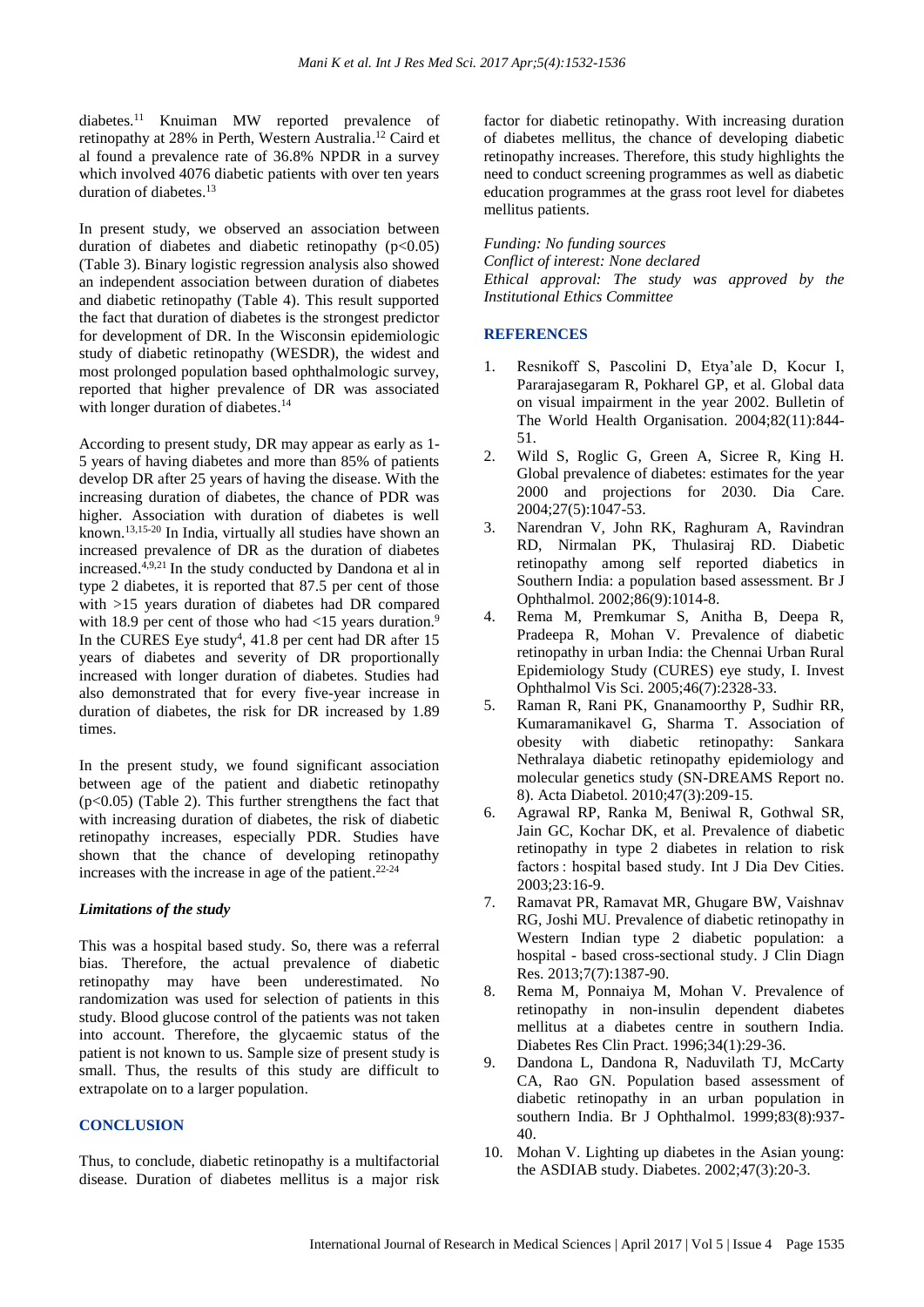diabetes.[11] Knuiman MW reported prevalence of retinopathy at 28% in Perth, Western Australia.[12] Caird et al found a prevalence rate of 36.8% NPDR in a survey which involved 4076 diabetic patients with over ten years duration of diabetes.[13]

In present study, we observed an association between duration of diabetes and diabetic retinopathy ($p<0.05$) (Table 3). Binary logistic regression analysis also showed an independent association between duration of diabetes and diabetic retinopathy (Table 4). This result supported the fact that duration of diabetes is the strongest predictor for development of DR. In the Wisconsin epidemiologic study of diabetic retinopathy (WESDR), the widest and most prolonged population based ophthalmologic survey, reported that higher prevalence of DR was associated with longer duration of diabetes.[14]

According to present study, DR may appear as early as 1-5 years of having diabetes and more than 85% of patients develop DR after 25 years of having the disease. With the increasing duration of diabetes, the chance of PDR was higher. Association with duration of diabetes is well known.[13,15-20] In India, virtually all studies have shown an increased prevalence of DR as the duration of diabetes increased.[4,9,21] In the study conducted by Dandona et al in type 2 diabetes, it is reported that 87.5 per cent of those with >15 years duration of diabetes had DR compared with 18.9 per cent of those who had <15 years duration.[9] In the CURES Eye study[4], 41.8 per cent had DR after 15 years of diabetes and severity of DR proportionally increased with longer duration of diabetes. Studies had also demonstrated that for every five-year increase in duration of diabetes, the risk for DR increased by 1.89 times.

In the present study, we found significant association between age of the patient and diabetic retinopathy ($p<0.05$) (Table 2). This further strengthens the fact that with increasing duration of diabetes, the risk of diabetic retinopathy increases, especially PDR. Studies have shown that the chance of developing retinopathy increases with the increase in age of the patient.[22-24]

### *Limitations of the study*

This was a hospital based study. So, there was a referral bias. Therefore, the actual prevalence of diabetic retinopathy may have been underestimated. No randomization was used for selection of patients in this study. Blood glucose control of the patients was not taken into account. Therefore, the glycaemic status of the patient is not known to us. Sample size of present study is small. Thus, the results of this study are difficult to extrapolate on to a larger population.

## CONCLUSION

Thus, to conclude, diabetic retinopathy is a multifactorial disease. Duration of diabetes mellitus is a major risk factor for diabetic retinopathy. With increasing duration of diabetes mellitus, the chance of developing diabetic retinopathy increases. Therefore, this study highlights the need to conduct screening programmes as well as diabetic education programmes at the grass root level for diabetes mellitus patients.

*Funding: No funding sources*
*Conflict of interest: None declared*
*Ethical approval: The study was approved by the Institutional Ethics Committee*

## REFERENCES

1. Resnikoff S, Pascolini D, Etya'ale D, Kocur I, Pararajasegaram R, Pokharel GP, et al. Global data on visual impairment in the year 2002. Bulletin of The World Health Organisation. 2004;82(11):844-51.
2. Wild S, Roglic G, Green A, Sicree R, King H. Global prevalence of diabetes: estimates for the year 2000 and projections for 2030. Dia Care. 2004;27(5):1047-53.
3. Narendran V, John RK, Raghuram A, Ravindran RD, Nirmalan PK, Thulasiraj RD. Diabetic retinopathy among self reported diabetics in Southern India: a population based assessment. Br J Ophthalmol. 2002;86(9):1014-8.
4. Rema M, Premkumar S, Anitha B, Deepa R, Pradeepa R, Mohan V. Prevalence of diabetic retinopathy in urban India: the Chennai Urban Rural Epidemiology Study (CURES) eye study, I. Invest Ophthalmol Vis Sci. 2005;46(7):2328-33.
5. Raman R, Rani PK, Gnanamoorthy P, Sudhir RR, Kumaramanikavel G, Sharma T. Association of obesity with diabetic retinopathy: Sankara Nethralaya diabetic retinopathy epidemiology and molecular genetics study (SN-DREAMS Report no. 8). Acta Diabetol. 2010;47(3):209-15.
6. Agrawal RP, Ranka M, Beniwal R, Gothwal SR, Jain GC, Kochar DK, et al. Prevalence of diabetic retinopathy in type 2 diabetes in relation to risk factors : hospital based study. Int J Dia Dev Cities. 2003;23:16-9.
7. Ramavat PR, Ramavat MR, Ghugare BW, Vaishnav RG, Joshi MU. Prevalence of diabetic retinopathy in Western Indian type 2 diabetic population: a hospital - based cross-sectional study. J Clin Diagn Res. 2013;7(7):1387-90.
8. Rema M, Ponnaiya M, Mohan V. Prevalence of retinopathy in non-insulin dependent diabetes mellitus at a diabetes centre in southern India. Diabetes Res Clin Pract. 1996;34(1):29-36.
9. Dandona L, Dandona R, Naduvilath TJ, McCarty CA, Rao GN. Population based assessment of diabetic retinopathy in an urban population in southern India. Br J Ophthalmol. 1999;83(8):937-40.
10. Mohan V. Lighting up diabetes in the Asian young: the ASDIAB study. Diabetes. 2002;47(3):20-3.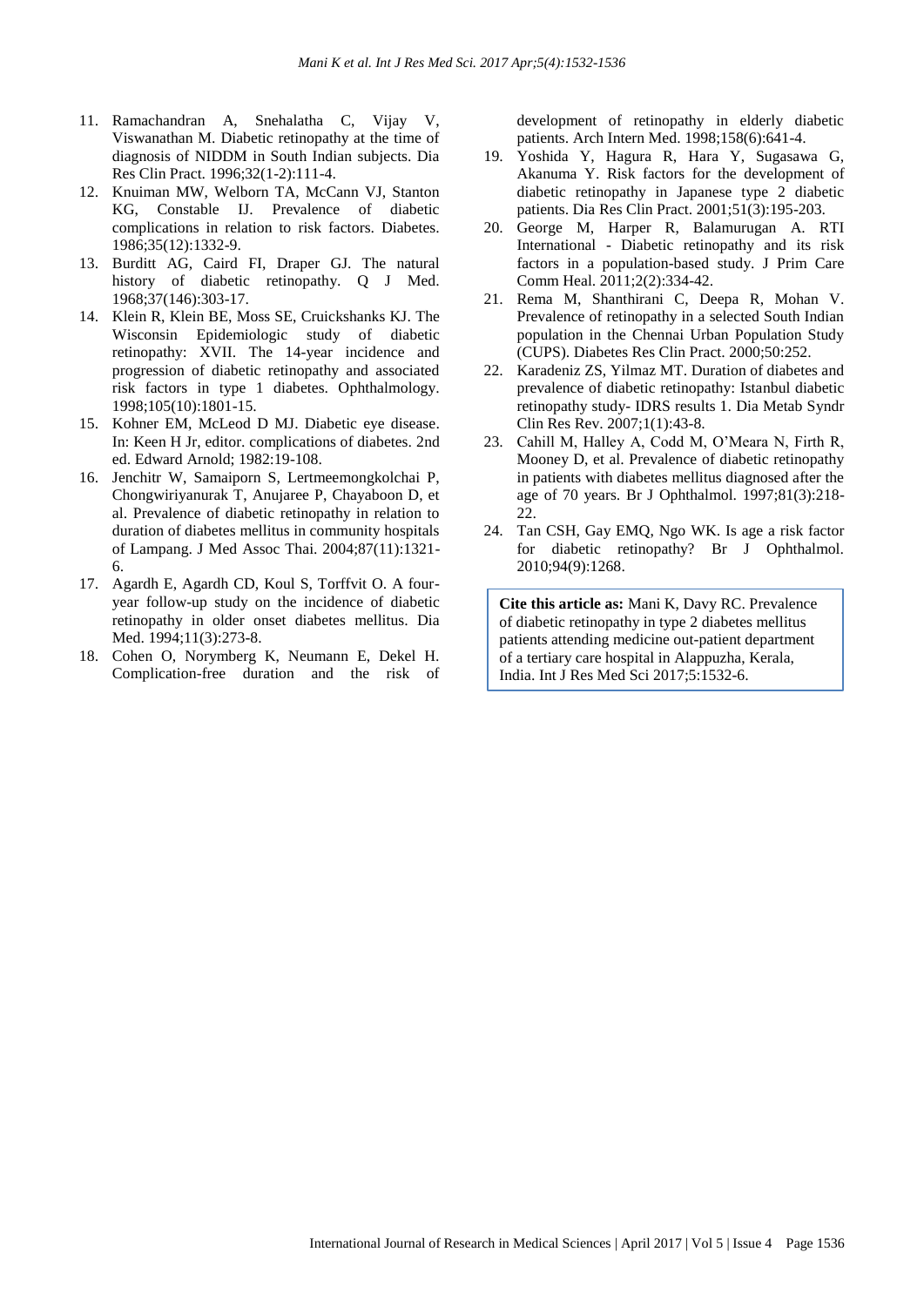11. Ramachandran A, Snehalatha C, Vijay V, Viswanathan M. Diabetic retinopathy at the time of diagnosis of NIDDM in South Indian subjects. Dia Res Clin Pract. 1996;32(1-2):111-4.
12. Knuiman MW, Welborn TA, McCann VJ, Stanton KG, Constable IJ. Prevalence of diabetic complications in relation to risk factors. Diabetes. 1986;35(12):1332-9.
13. Burditt AG, Caird FI, Draper GJ. The natural history of diabetic retinopathy. Q J Med. 1968;37(146):303-17.
14. Klein R, Klein BE, Moss SE, Cruickshanks KJ. The Wisconsin Epidemiologic study of diabetic retinopathy: XVII. The 14-year incidence and progression of diabetic retinopathy and associated risk factors in type 1 diabetes. Ophthalmology. 1998;105(10):1801-15.
15. Kohner EM, McLeod D MJ. Diabetic eye disease. In: Keen H Jr, editor. complications of diabetes. 2nd ed. Edward Arnold; 1982:19-108.
16. Jenchitr W, Samaiporn S, Lertmeemongkolchai P, Chongwiriyanurak T, Anujaree P, Chayaboon D, et al. Prevalence of diabetic retinopathy in relation to duration of diabetes mellitus in community hospitals of Lampang. J Med Assoc Thai. 2004;87(11):1321-6.
17. Agardh E, Agardh CD, Koul S, Torffvit O. A four-year follow-up study on the incidence of diabetic retinopathy in older onset diabetes mellitus. Dia Med. 1994;11(3):273-8.
18. Cohen O, Norymberg K, Neumann E, Dekel H. Complication-free duration and the risk of development of retinopathy in elderly diabetic patients. Arch Intern Med. 1998;158(6):641-4.
19. Yoshida Y, Hagura R, Hara Y, Sugasawa G, Akanuma Y. Risk factors for the development of diabetic retinopathy in Japanese type 2 diabetic patients. Dia Res Clin Pract. 2001;51(3):195-203.
20. George M, Harper R, Balamurugan A. RTI International - Diabetic retinopathy and its risk factors in a population-based study. J Prim Care Comm Heal. 2011;2(2):334-42.
21. Rema M, Shanthirani C, Deepa R, Mohan V. Prevalence of retinopathy in a selected South Indian population in the Chennai Urban Population Study (CUPS). Diabetes Res Clin Pract. 2000;50:252.
22. Karadeniz ZS, Yilmaz MT. Duration of diabetes and prevalence of diabetic retinopathy: Istanbul diabetic retinopathy study- IDRS results 1. Dia Metab Syndr Clin Res Rev. 2007;1(1):43-8.
23. Cahill M, Halley A, Codd M, O'Meara N, Firth R, Mooney D, et al. Prevalence of diabetic retinopathy in patients with diabetes mellitus diagnosed after the age of 70 years. Br J Ophthalmol. 1997;81(3):218-22.
24. Tan CSH, Gay EMQ, Ngo WK. Is age a risk factor for diabetic retinopathy? Br J Ophthalmol. 2010;94(9):1268.

**Cite this article as:** Mani K, Davy RC. Prevalence of diabetic retinopathy in type 2 diabetes mellitus patients attending medicine out-patient department of a tertiary care hospital in Alappuzha, Kerala, India. Int J Res Med Sci 2017;5:1532-6.